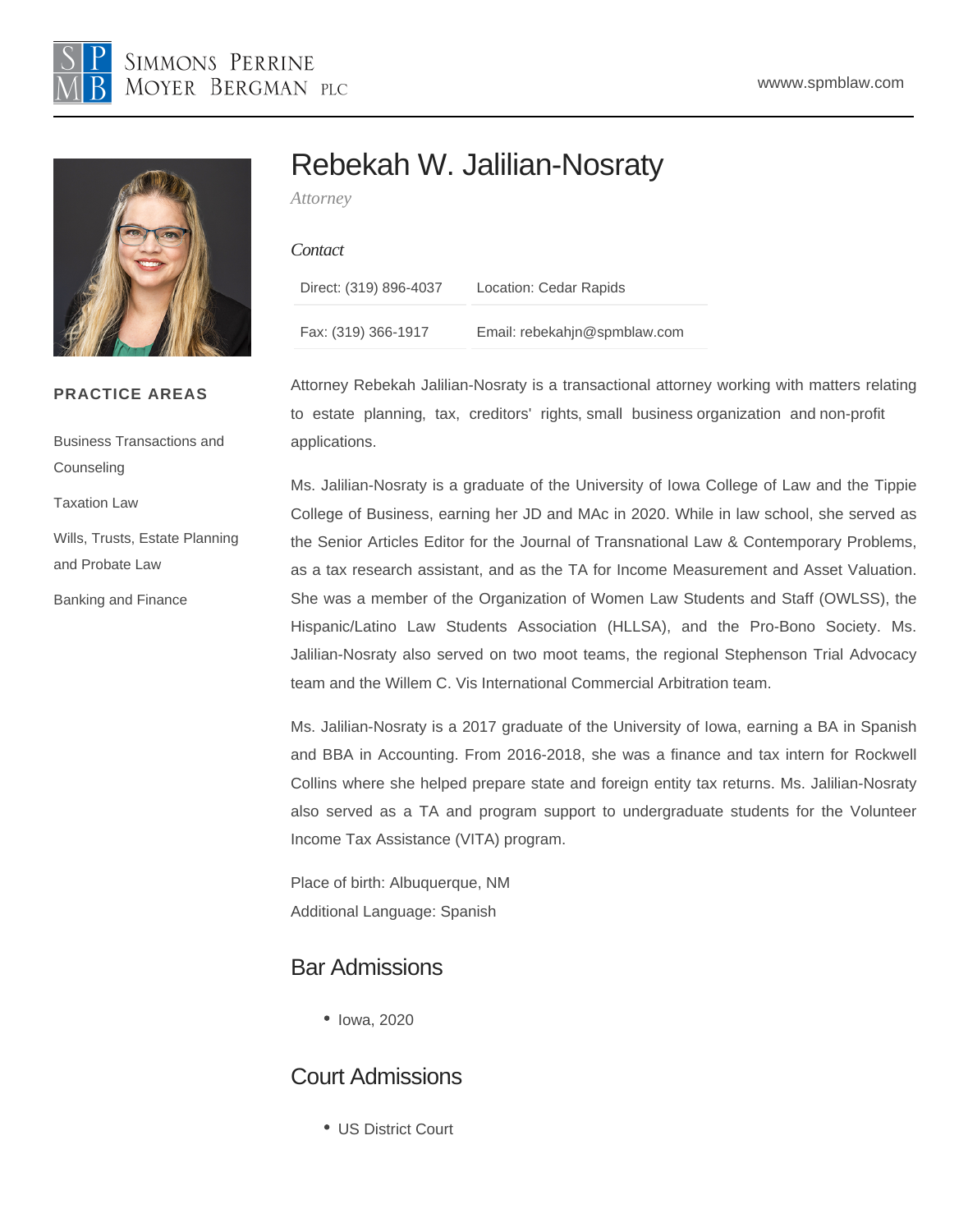Simmons Perrine Moyer Bergman PLC

wwww.spmblaw.com

# Rebekah W. Jalilian-Nosraty

*Attorney*

*Contact*

| Direct: (319) 896-4037 | Location: Cedar Rapids |
|---|---|
| Fax: (319) 366-1917 | Email: rebekahjn@spmblaw.com |

**PRACTICE AREAS**

Business Transactions and Counseling

Taxation Law

Wills, Trusts, Estate Planning and Probate Law

Banking and Finance

Attorney Rebekah Jalilian-Nosraty is a transactional attorney working with matters relating to estate planning, tax, creditors' rights, small business organization and non-profit applications.

Ms. Jalilian-Nosraty is a graduate of the University of Iowa College of Law and the Tippie College of Business, earning her JD and MAc in 2020. While in law school, she served as the Senior Articles Editor for the Journal of Transnational Law & Contemporary Problems, as a tax research assistant, and as the TA for Income Measurement and Asset Valuation. She was a member of the Organization of Women Law Students and Staff (OWLSS), the Hispanic/Latino Law Students Association (HLLSA), and the Pro-Bono Society. Ms. Jalilian-Nosraty also served on two moot teams, the regional Stephenson Trial Advocacy team and the Willem C. Vis International Commercial Arbitration team.

Ms. Jalilian-Nosraty is a 2017 graduate of the University of Iowa, earning a BA in Spanish and BBA in Accounting. From 2016-2018, she was a finance and tax intern for Rockwell Collins where she helped prepare state and foreign entity tax returns. Ms. Jalilian-Nosraty also served as a TA and program support to undergraduate students for the Volunteer Income Tax Assistance (VITA) program.

Place of birth: Albuquerque, NM
Additional Language: Spanish

## Bar Admissions

- Iowa, 2020

## Court Admissions

- US District Court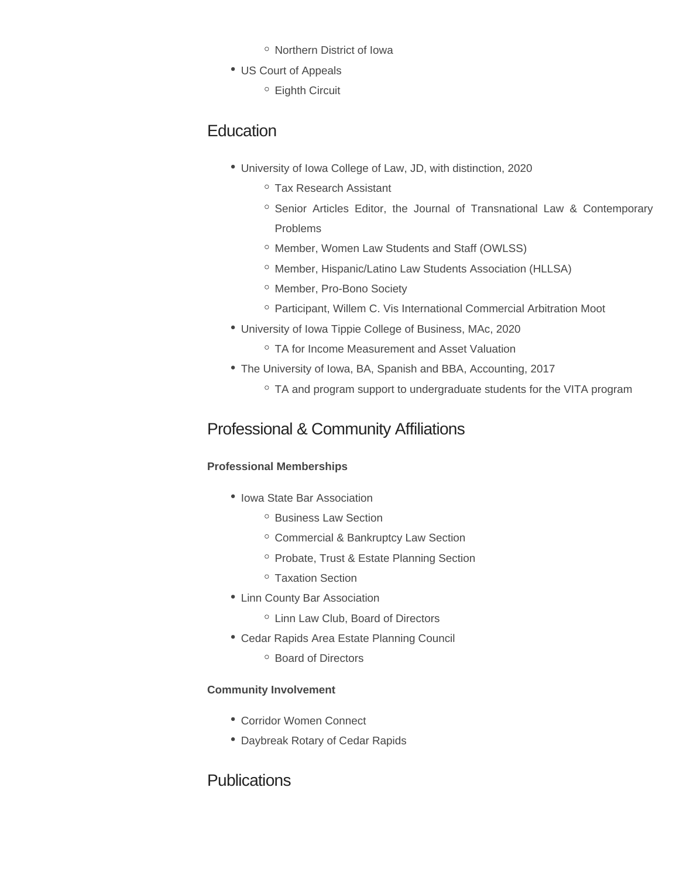- Northern District of Iowa
- US Court of Appeals
  - Eighth Circuit

## Education

- University of Iowa College of Law, JD, with distinction, 2020
  - Tax Research Assistant
  - Senior Articles Editor, the Journal of Transnational Law & Contemporary Problems
  - Member, Women Law Students and Staff (OWLSS)
  - Member, Hispanic/Latino Law Students Association (HLLSA)
  - Member, Pro-Bono Society
  - Participant, Willem C. Vis International Commercial Arbitration Moot
- University of Iowa Tippie College of Business, MAc, 2020
  - TA for Income Measurement and Asset Valuation
- The University of Iowa, BA, Spanish and BBA, Accounting, 2017
  - TA and program support to undergraduate students for the VITA program

## Professional & Community Affiliations

**Professional Memberships**

- Iowa State Bar Association
  - Business Law Section
  - Commercial & Bankruptcy Law Section
  - Probate, Trust & Estate Planning Section
  - Taxation Section
- Linn County Bar Association
  - Linn Law Club, Board of Directors
- Cedar Rapids Area Estate Planning Council
  - Board of Directors

**Community Involvement**

- Corridor Women Connect
- Daybreak Rotary of Cedar Rapids

## Publications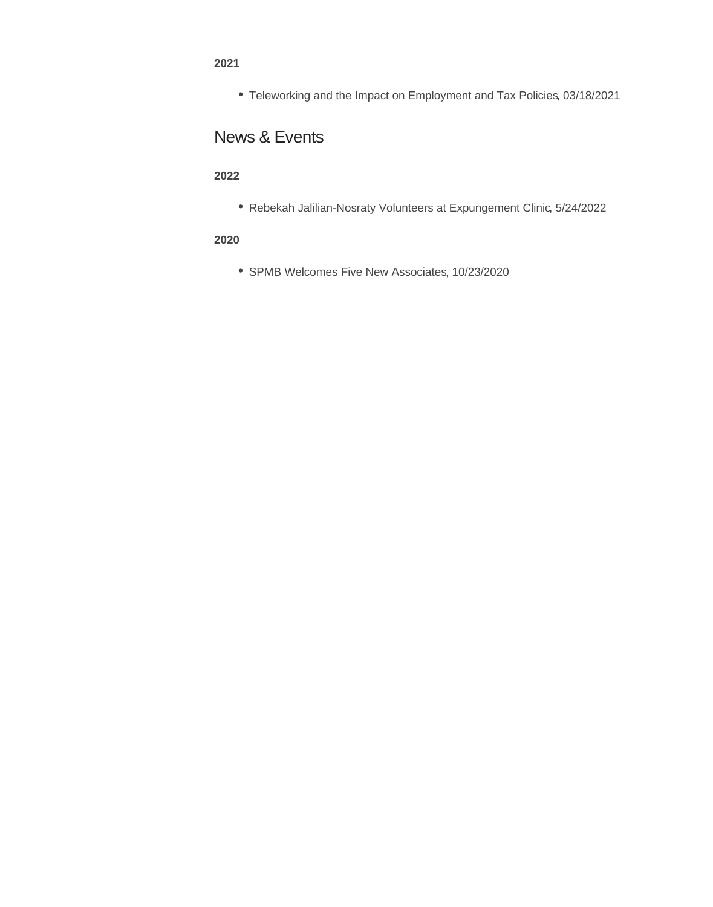**2021**

- Teleworking and the Impact on Employment and Tax Policies, 03/18/2021

## News & Events

**2022**

- Rebekah Jalilian-Nosraty Volunteers at Expungement Clinic, 5/24/2022

**2020**

- SPMB Welcomes Five New Associates, 10/23/2020